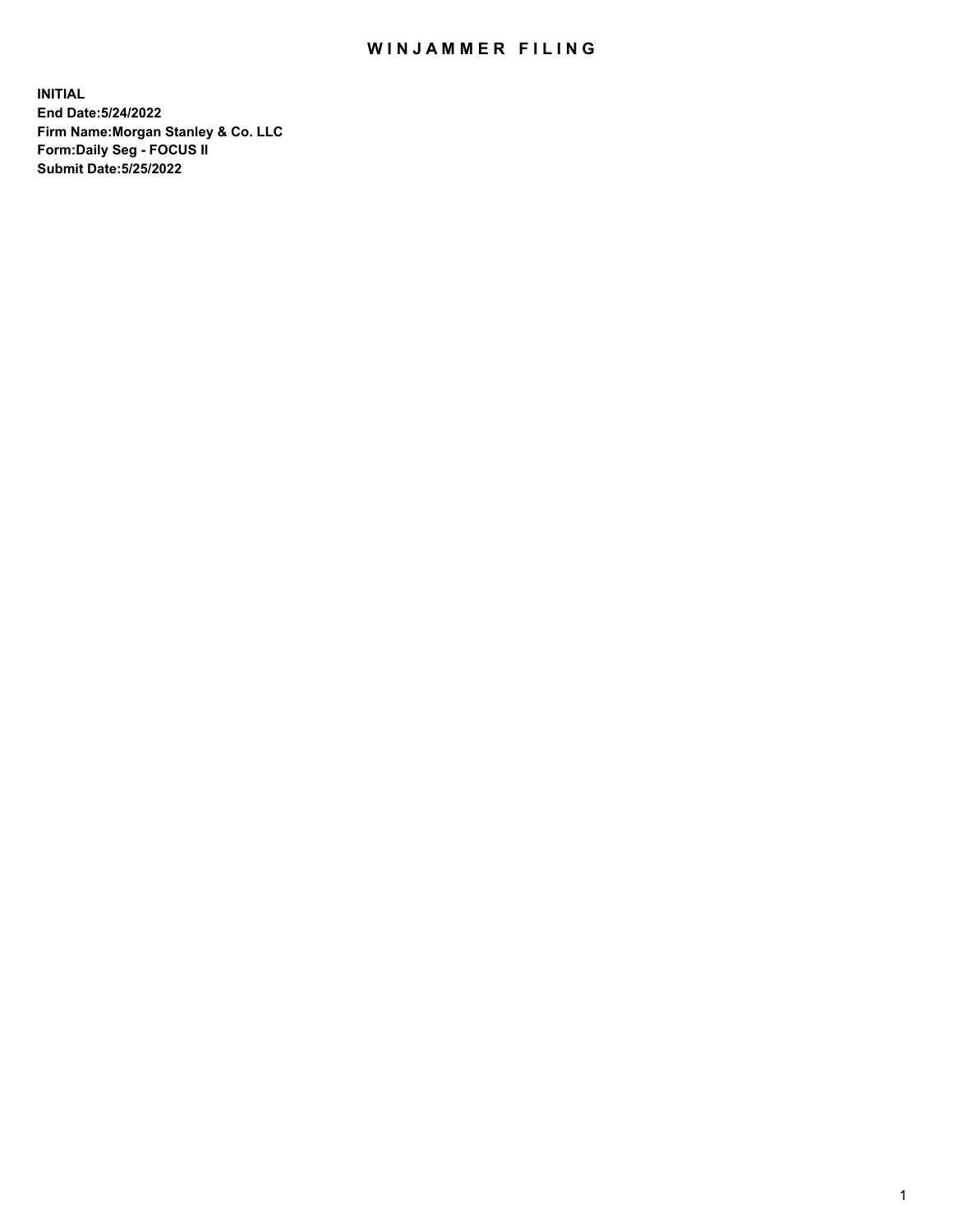# WINJAMMER FILING

**INITIAL**
**End Date:5/24/2022**
**Firm Name:Morgan Stanley & Co. LLC**
**Form:Daily Seg - FOCUS II**
**Submit Date:5/25/2022**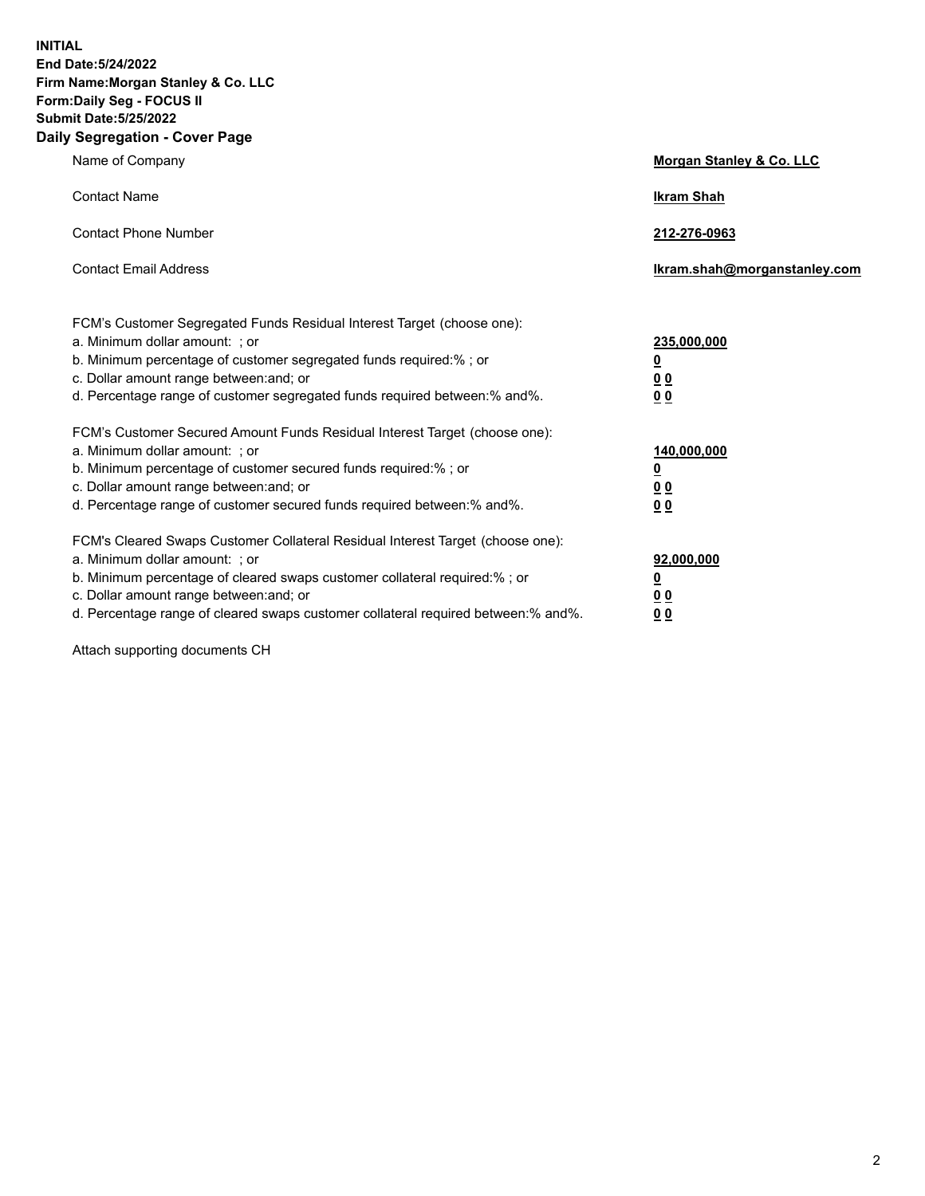**INITIAL**
**End Date:5/24/2022**
**Firm Name:Morgan Stanley & Co. LLC**
**Form:Daily Seg - FOCUS II**
**Submit Date:5/25/2022**

## Daily Segregation - Cover Page

| | |
|---|---|
| Name of Company | **Morgan Stanley & Co. LLC** |
| Contact Name | **Ikram Shah** |
| Contact Phone Number | **212-276-0963** |
| Contact Email Address | **Ikram.shah@morganstanley.com** |

| | |
|---|---|
| FCM's Customer Segregated Funds Residual Interest Target (choose one): | |
| a. Minimum dollar amount: ; or | **235,000,000** |
| b. Minimum percentage of customer segregated funds required:% ; or | **0** |
| c. Dollar amount range between:and; or | **0 0** |
| d. Percentage range of customer segregated funds required between:% and%. | **0 0** |
| FCM's Customer Secured Amount Funds Residual Interest Target (choose one): | |
| a. Minimum dollar amount: ; or | **140,000,000** |
| b. Minimum percentage of customer secured funds required:% ; or | **0** |
| c. Dollar amount range between:and; or | **0 0** |
| d. Percentage range of customer secured funds required between:% and%. | **0 0** |
| FCM's Cleared Swaps Customer Collateral Residual Interest Target (choose one): | |
| a. Minimum dollar amount: ; or | **92,000,000** |
| b. Minimum percentage of cleared swaps customer collateral required:% ; or | **0** |
| c. Dollar amount range between:and; or | **0 0** |
| d. Percentage range of cleared swaps customer collateral required between:% and%. | **0 0** |

Attach supporting documents CH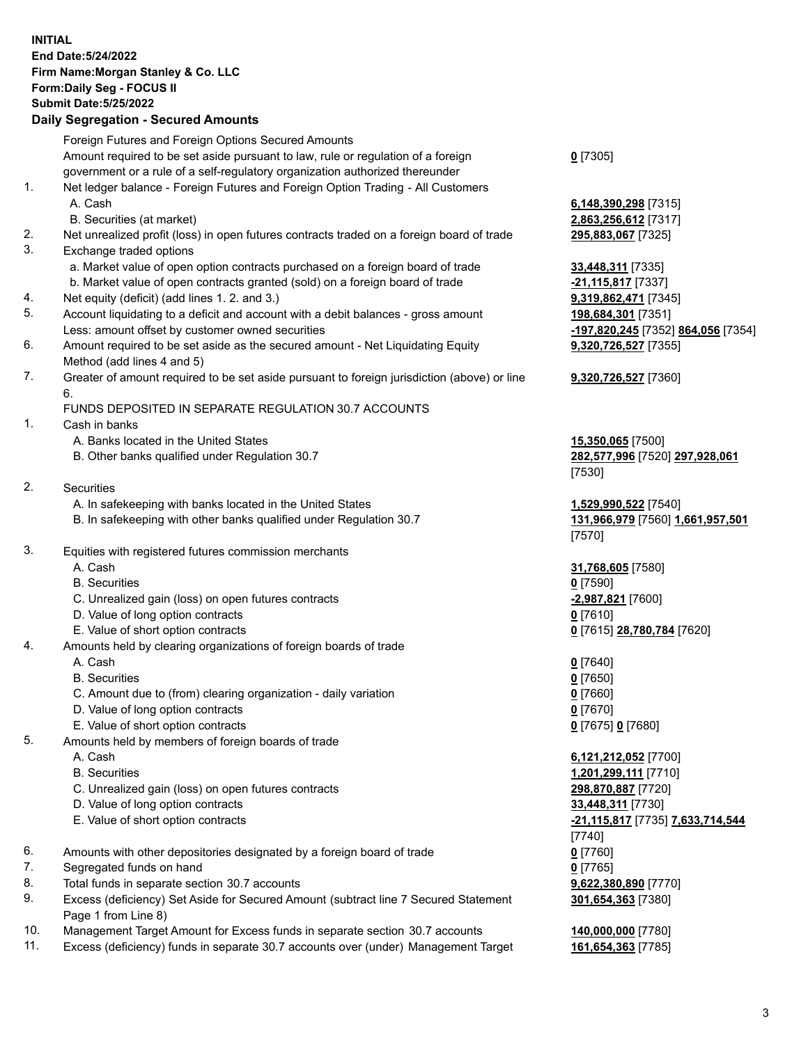**INITIAL**
**End Date:5/24/2022**
**Firm Name:Morgan Stanley & Co. LLC**
**Form:Daily Seg - FOCUS II**
**Submit Date:5/25/2022**

## Daily Segregation - Secured Amounts

| | | |
|---|---|---|
| | Foreign Futures and Foreign Options Secured Amounts | |
| | Amount required to be set aside pursuant to law, rule or regulation of a foreign government or a rule of a self-regulatory organization authorized thereunder | **0** [7305] |
| 1. | Net ledger balance - Foreign Futures and Foreign Option Trading - All Customers | |
| | A. Cash | **6,148,390,298** [7315] |
| | B. Securities (at market) | **2,863,256,612** [7317] |
| 2. | Net unrealized profit (loss) in open futures contracts traded on a foreign board of trade | **295,883,067** [7325] |
| 3. | Exchange traded options | |
| | a. Market value of open option contracts purchased on a foreign board of trade | **33,448,311** [7335] |
| | b. Market value of open contracts granted (sold) on a foreign board of trade | **-21,115,817** [7337] |
| 4. | Net equity (deficit) (add lines 1. 2. and 3.) | **9,319,862,471** [7345] |
| 5. | Account liquidating to a deficit and account with a debit balances - gross amount | **198,684,301** [7351] |
| | Less: amount offset by customer owned securities | **-197,820,245** [7352] **864,056** [7354] |
| 6. | Amount required to be set aside as the secured amount - Net Liquidating Equity Method (add lines 4 and 5) | **9,320,726,527** [7355] |
| 7. | Greater of amount required to be set aside pursuant to foreign jurisdiction (above) or line 6. | **9,320,726,527** [7360] |
| | FUNDS DEPOSITED IN SEPARATE REGULATION 30.7 ACCOUNTS | |
| 1. | Cash in banks | |
| | A. Banks located in the United States | **15,350,065** [7500] |
| | B. Other banks qualified under Regulation 30.7 | **282,577,996** [7520] **297,928,061** [7530] |
| 2. | Securities | |
| | A. In safekeeping with banks located in the United States | **1,529,990,522** [7540] |
| | B. In safekeeping with other banks qualified under Regulation 30.7 | **131,966,979** [7560] **1,661,957,501** [7570] |
| 3. | Equities with registered futures commission merchants | |
| | A. Cash | **31,768,605** [7580] |
| | B. Securities | **0** [7590] |
| | C. Unrealized gain (loss) on open futures contracts | **-2,987,821** [7600] |
| | D. Value of long option contracts | **0** [7610] |
| | E. Value of short option contracts | **0** [7615] **28,780,784** [7620] |
| 4. | Amounts held by clearing organizations of foreign boards of trade | |
| | A. Cash | **0** [7640] |
| | B. Securities | **0** [7650] |
| | C. Amount due to (from) clearing organization - daily variation | **0** [7660] |
| | D. Value of long option contracts | **0** [7670] |
| | E. Value of short option contracts | **0** [7675] **0** [7680] |
| 5. | Amounts held by members of foreign boards of trade | |
| | A. Cash | **6,121,212,052** [7700] |
| | B. Securities | **1,201,299,111** [7710] |
| | C. Unrealized gain (loss) on open futures contracts | **298,870,887** [7720] |
| | D. Value of long option contracts | **33,448,311** [7730] |
| | E. Value of short option contracts | **-21,115,817** [7735] **7,633,714,544** [7740] |
| 6. | Amounts with other depositories designated by a foreign board of trade | **0** [7760] |
| 7. | Segregated funds on hand | **0** [7765] |
| 8. | Total funds in separate section 30.7 accounts | **9,622,380,890** [7770] |
| 9. | Excess (deficiency) Set Aside for Secured Amount (subtract line 7 Secured Statement Page 1 from Line 8) | **301,654,363** [7380] |
| 10. | Management Target Amount for Excess funds in separate section 30.7 accounts | **140,000,000** [7780] |
| 11. | Excess (deficiency) funds in separate 30.7 accounts over (under) Management Target | **161,654,363** [7785] |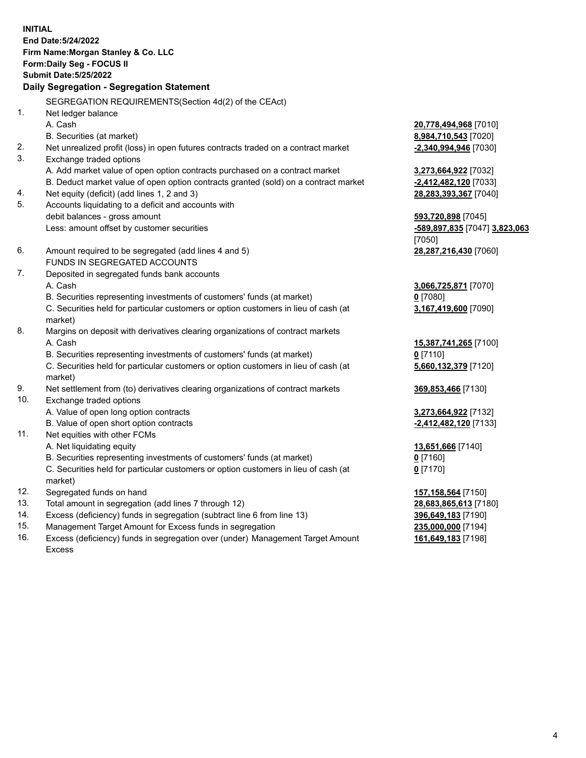**INITIAL**
**End Date:5/24/2022**
**Firm Name:Morgan Stanley & Co. LLC**
**Form:Daily Seg - FOCUS II**
**Submit Date:5/25/2022**

**Daily Segregation - Segregation Statement**

SEGREGATION REQUIREMENTS(Section 4d(2) of the CEAct)

| | | |
|---|---|---|
| 1. | Net ledger balance | |
| | A. Cash | **20,778,494,968** [7010] |
| | B. Securities (at market) | **8,984,710,543** [7020] |
| 2. | Net unrealized profit (loss) in open futures contracts traded on a contract market | **-2,340,994,946** [7030] |
| 3. | Exchange traded options | |
| | A. Add market value of open option contracts purchased on a contract market | **3,273,664,922** [7032] |
| | B. Deduct market value of open option contracts granted (sold) on a contract market | **-2,412,482,120** [7033] |
| 4. | Net equity (deficit) (add lines 1, 2 and 3) | **28,283,393,367** [7040] |
| 5. | Accounts liquidating to a deficit and accounts with | |
| | debit balances - gross amount | **593,720,898** [7045] |
| | Less: amount offset by customer securities | **-589,897,835** [7047] **3,823,063** [7050] |
| 6. | Amount required to be segregated (add lines 4 and 5) | **28,287,216,430** [7060] |
| | FUNDS IN SEGREGATED ACCOUNTS | |
| 7. | Deposited in segregated funds bank accounts | |
| | A. Cash | **3,066,725,871** [7070] |
| | B. Securities representing investments of customers' funds (at market) | **0** [7080] |
| | C. Securities held for particular customers or option customers in lieu of cash (at market) | **3,167,419,600** [7090] |
| 8. | Margins on deposit with derivatives clearing organizations of contract markets | |
| | A. Cash | **15,387,741,265** [7100] |
| | B. Securities representing investments of customers' funds (at market) | **0** [7110] |
| | C. Securities held for particular customers or option customers in lieu of cash (at market) | **5,660,132,379** [7120] |
| 9. | Net settlement from (to) derivatives clearing organizations of contract markets | **369,853,466** [7130] |
| 10. | Exchange traded options | |
| | A. Value of open long option contracts | **3,273,664,922** [7132] |
| | B. Value of open short option contracts | **-2,412,482,120** [7133] |
| 11. | Net equities with other FCMs | |
| | A. Net liquidating equity | **13,651,666** [7140] |
| | B. Securities representing investments of customers' funds (at market) | **0** [7160] |
| | C. Securities held for particular customers or option customers in lieu of cash (at market) | **0** [7170] |
| 12. | Segregated funds on hand | **157,158,564** [7150] |
| 13. | Total amount in segregation (add lines 7 through 12) | **28,683,865,613** [7180] |
| 14. | Excess (deficiency) funds in segregation (subtract line 6 from line 13) | **396,649,183** [7190] |
| 15. | Management Target Amount for Excess funds in segregation | **235,000,000** [7194] |
| 16. | Excess (deficiency) funds in segregation over (under) Management Target Amount Excess | **161,649,183** [7198] |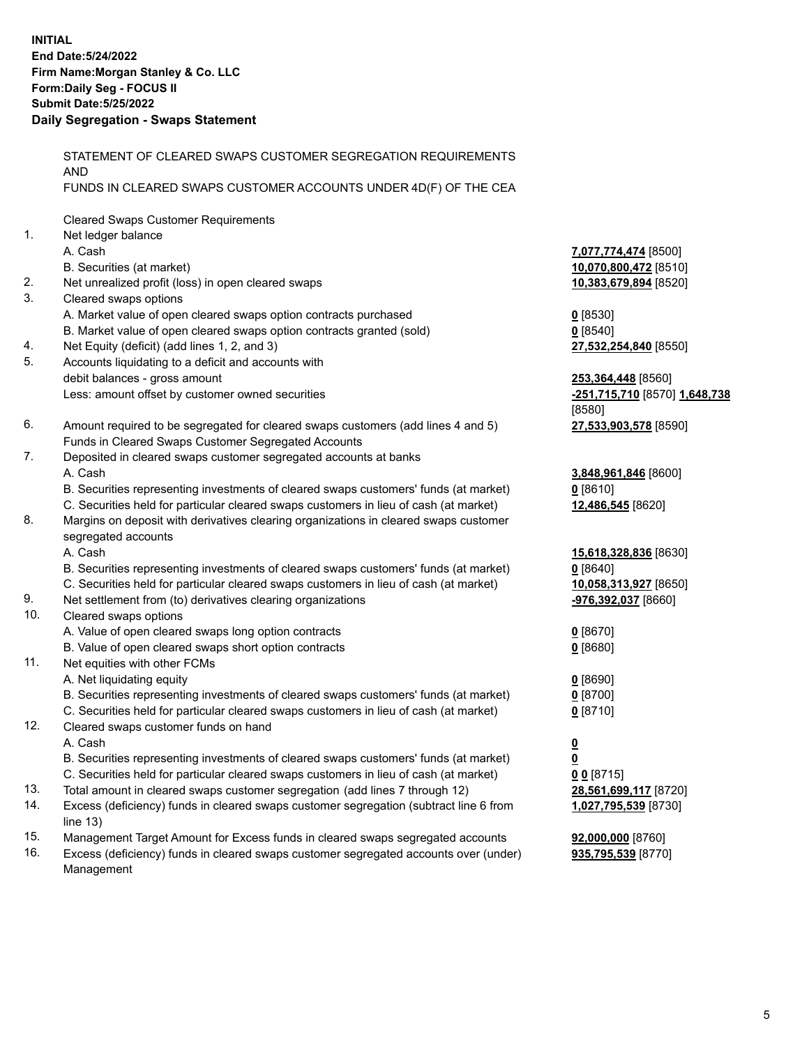**INITIAL**
**End Date:5/24/2022**
**Firm Name:Morgan Stanley & Co. LLC**
**Form:Daily Seg - FOCUS II**
**Submit Date:5/25/2022**
**Daily Segregation - Swaps Statement**

STATEMENT OF CLEARED SWAPS CUSTOMER SEGREGATION REQUIREMENTS AND FUNDS IN CLEARED SWAPS CUSTOMER ACCOUNTS UNDER 4D(F) OF THE CEA

| | | |
|---|---|---|
| | Cleared Swaps Customer Requirements | |
| 1. | Net ledger balance | |
| | A. Cash | **7,077,774,474** [8500] |
| | B. Securities (at market) | **10,070,800,472** [8510] |
| 2. | Net unrealized profit (loss) in open cleared swaps | **10,383,679,894** [8520] |
| 3. | Cleared swaps options | |
| | A. Market value of open cleared swaps option contracts purchased | **0** [8530] |
| | B. Market value of open cleared swaps option contracts granted (sold) | **0** [8540] |
| 4. | Net Equity (deficit) (add lines 1, 2, and 3) | **27,532,254,840** [8550] |
| 5. | Accounts liquidating to a deficit and accounts with debit balances - gross amount | **253,364,448** [8560] |
| | Less: amount offset by customer owned securities | **-251,715,710** [8570] **1,648,738** [8580] |
| 6. | Amount required to be segregated for cleared swaps customers (add lines 4 and 5) | **27,533,903,578** [8590] |
| | Funds in Cleared Swaps Customer Segregated Accounts | |
| 7. | Deposited in cleared swaps customer segregated accounts at banks | |
| | A. Cash | **3,848,961,846** [8600] |
| | B. Securities representing investments of cleared swaps customers' funds (at market) | **0** [8610] |
| | C. Securities held for particular cleared swaps customers in lieu of cash (at market) | **12,486,545** [8620] |
| 8. | Margins on deposit with derivatives clearing organizations in cleared swaps customer segregated accounts | |
| | A. Cash | **15,618,328,836** [8630] |
| | B. Securities representing investments of cleared swaps customers' funds (at market) | **0** [8640] |
| | C. Securities held for particular cleared swaps customers in lieu of cash (at market) | **10,058,313,927** [8650] |
| 9. | Net settlement from (to) derivatives clearing organizations | **-976,392,037** [8660] |
| 10. | Cleared swaps options | |
| | A. Value of open cleared swaps long option contracts | **0** [8670] |
| | B. Value of open cleared swaps short option contracts | **0** [8680] |
| 11. | Net equities with other FCMs | |
| | A. Net liquidating equity | **0** [8690] |
| | B. Securities representing investments of cleared swaps customers' funds (at market) | **0** [8700] |
| | C. Securities held for particular cleared swaps customers in lieu of cash (at market) | **0** [8710] |
| 12. | Cleared swaps customer funds on hand | |
| | A. Cash | **0** |
| | B. Securities representing investments of cleared swaps customers' funds (at market) | **0** |
| | C. Securities held for particular cleared swaps customers in lieu of cash (at market) | **0** **0** [8715] |
| 13. | Total amount in cleared swaps customer segregation (add lines 7 through 12) | **28,561,699,117** [8720] |
| 14. | Excess (deficiency) funds in cleared swaps customer segregation (subtract line 6 from line 13) | **1,027,795,539** [8730] |
| 15. | Management Target Amount for Excess funds in cleared swaps segregated accounts | **92,000,000** [8760] |
| 16. | Excess (deficiency) funds in cleared swaps customer segregated accounts over (under) Management | **935,795,539** [8770] |